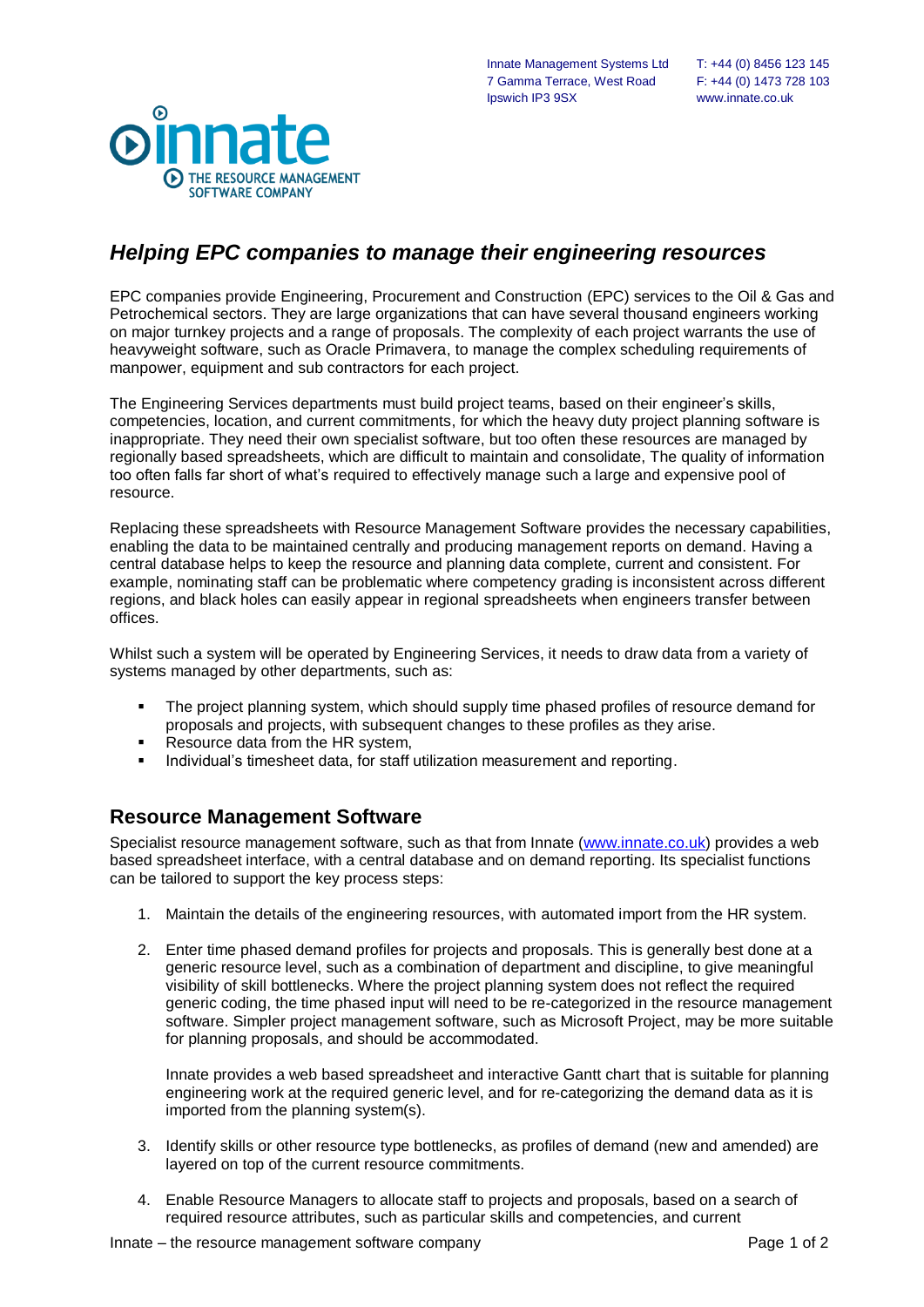Innate Management Systems Ltd
7 Gamma Terrace, West Road
Ipswich IP3 9SX

T: +44 (0) 8456 123 145
F: +44 (0) 1473 728 103
www.innate.co.uk

innate
THE RESOURCE MANAGEMENT SOFTWARE COMPANY

## *Helping EPC companies to manage their engineering resources*

EPC companies provide Engineering, Procurement and Construction (EPC) services to the Oil & Gas and Petrochemical sectors. They are large organizations that can have several thousand engineers working on major turnkey projects and a range of proposals. The complexity of each project warrants the use of heavyweight software, such as Oracle Primavera, to manage the complex scheduling requirements of manpower, equipment and sub contractors for each project.

The Engineering Services departments must build project teams, based on their engineer's skills, competencies, location, and current commitments, for which the heavy duty project planning software is inappropriate. They need their own specialist software, but too often these resources are managed by regionally based spreadsheets, which are difficult to maintain and consolidate, The quality of information too often falls far short of what's required to effectively manage such a large and expensive pool of resource.

Replacing these spreadsheets with Resource Management Software provides the necessary capabilities, enabling the data to be maintained centrally and producing management reports on demand. Having a central database helps to keep the resource and planning data complete, current and consistent. For example, nominating staff can be problematic where competency grading is inconsistent across different regions, and black holes can easily appear in regional spreadsheets when engineers transfer between offices.

Whilst such a system will be operated by Engineering Services, it needs to draw data from a variety of systems managed by other departments, such as:

- The project planning system, which should supply time phased profiles of resource demand for proposals and projects, with subsequent changes to these profiles as they arise.
- Resource data from the HR system,
- Individual's timesheet data, for staff utilization measurement and reporting.

## Resource Management Software

Specialist resource management software, such as that from Innate (www.innate.co.uk) provides a web based spreadsheet interface, with a central database and on demand reporting. Its specialist functions can be tailored to support the key process steps:

1. Maintain the details of the engineering resources, with automated import from the HR system.
2. Enter time phased demand profiles for projects and proposals. This is generally best done at a generic resource level, such as a combination of department and discipline, to give meaningful visibility of skill bottlenecks. Where the project planning system does not reflect the required generic coding, the time phased input will need to be re-categorized in the resource management software. Simpler project management software, such as Microsoft Project, may be more suitable for planning proposals, and should be accommodated.

   Innate provides a web based spreadsheet and interactive Gantt chart that is suitable for planning engineering work at the required generic level, and for re-categorizing the demand data as it is imported from the planning system(s).
3. Identify skills or other resource type bottlenecks, as profiles of demand (new and amended) are layered on top of the current resource commitments.
4. Enable Resource Managers to allocate staff to projects and proposals, based on a search of required resource attributes, such as particular skills and competencies, and current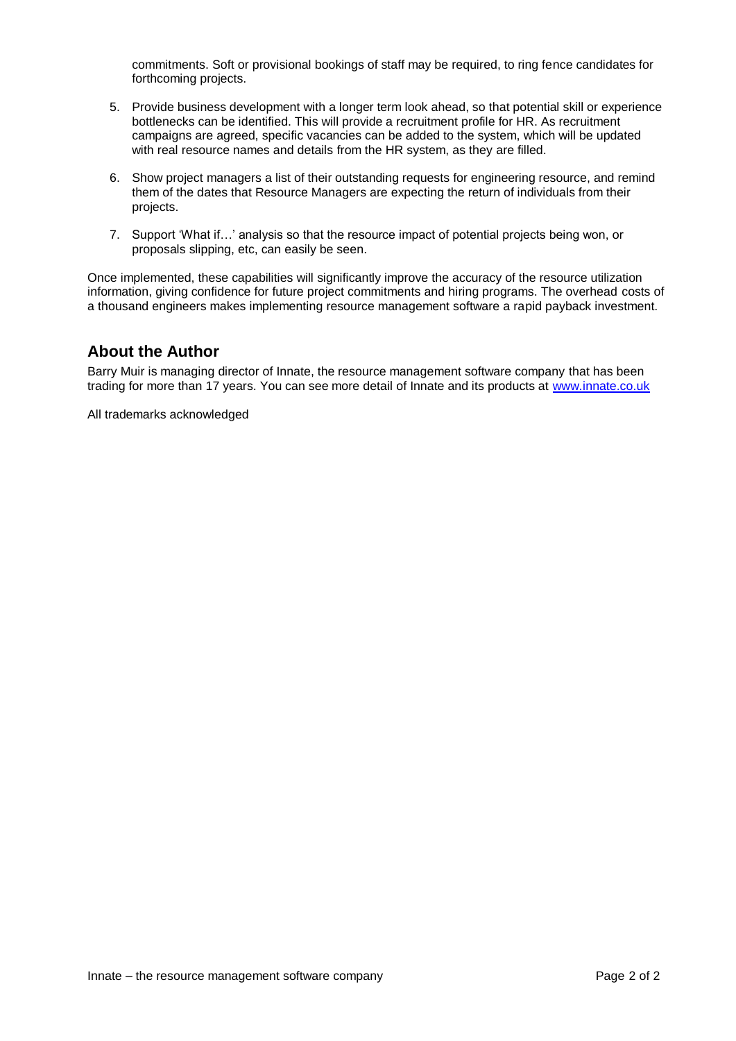commitments. Soft or provisional bookings of staff may be required, to ring fence candidates for forthcoming projects.

5. Provide business development with a longer term look ahead, so that potential skill or experience bottlenecks can be identified. This will provide a recruitment profile for HR. As recruitment campaigns are agreed, specific vacancies can be added to the system, which will be updated with real resource names and details from the HR system, as they are filled.

6. Show project managers a list of their outstanding requests for engineering resource, and remind them of the dates that Resource Managers are expecting the return of individuals from their projects.

7. Support 'What if…' analysis so that the resource impact of potential projects being won, or proposals slipping, etc, can easily be seen.

Once implemented, these capabilities will significantly improve the accuracy of the resource utilization information, giving confidence for future project commitments and hiring programs. The overhead costs of a thousand engineers makes implementing resource management software a rapid payback investment.

## About the Author

Barry Muir is managing director of Innate, the resource management software company that has been trading for more than 17 years. You can see more detail of Innate and its products at [www.innate.co.uk](http://www.innate.co.uk)

All trademarks acknowledged